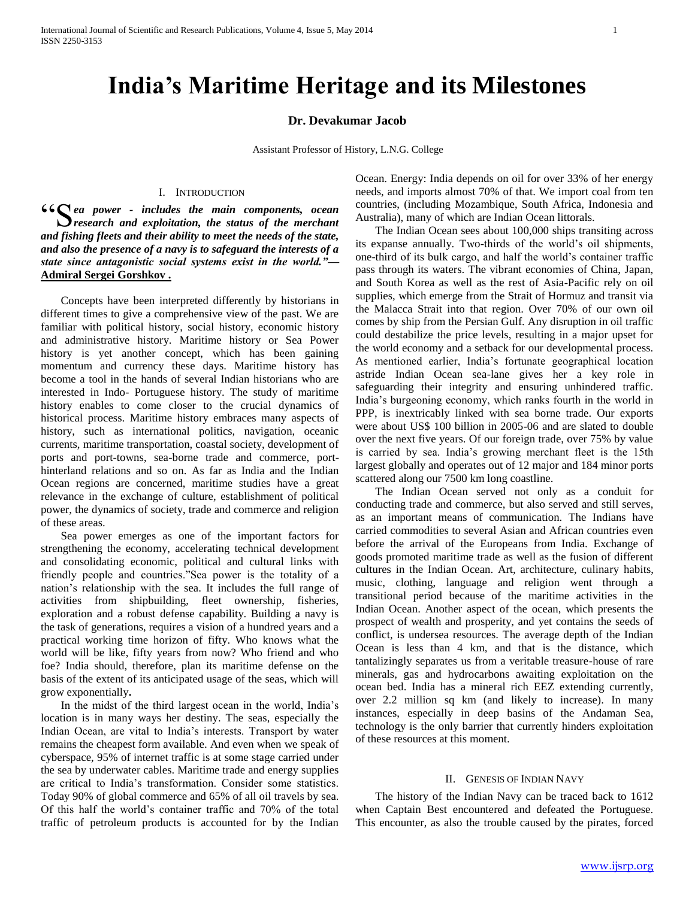# India's Maritime Heritage and its Milestones

**Dr. Devakumar Jacob**

Assistant Professor of History, L.N.G. College

## I. Introduction

***"Sea power - includes the main components, ocean research and exploitation, the status of the merchant and fishing fleets and their ability to meet the needs of the state, and also the presence of a navy is to safeguard the interests of a state since antagonistic social systems exist in the world."—*** **Admiral Sergei Gorshkov .**

Concepts have been interpreted differently by historians in different times to give a comprehensive view of the past. We are familiar with political history, social history, economic history and administrative history. Maritime history or Sea Power history is yet another concept, which has been gaining momentum and currency these days. Maritime history has become a tool in the hands of several Indian historians who are interested in Indo- Portuguese history. The study of maritime history enables to come closer to the crucial dynamics of historical process. Maritime history embraces many aspects of history, such as international politics, navigation, oceanic currents, maritime transportation, coastal society, development of ports and port-towns, sea-borne trade and commerce, port-hinterland relations and so on. As far as India and the Indian Ocean regions are concerned, maritime studies have a great relevance in the exchange of culture, establishment of political power, the dynamics of society, trade and commerce and religion of these areas.

Sea power emerges as one of the important factors for strengthening the economy, accelerating technical development and consolidating economic, political and cultural links with friendly people and countries."Sea power is the totality of a nation's relationship with the sea. It includes the full range of activities from shipbuilding, fleet ownership, fisheries, exploration and a robust defense capability. Building a navy is the task of generations, requires a vision of a hundred years and a practical working time horizon of fifty. Who knows what the world will be like, fifty years from now? Who friend and who foe? India should, therefore, plan its maritime defense on the basis of the extent of its anticipated usage of the seas, which will grow exponentially**.**

In the midst of the third largest ocean in the world, India's location is in many ways her destiny. The seas, especially the Indian Ocean, are vital to India's interests. Transport by water remains the cheapest form available. And even when we speak of cyberspace, 95% of internet traffic is at some stage carried under the sea by underwater cables. Maritime trade and energy supplies are critical to India's transformation. Consider some statistics. Today 90% of global commerce and 65% of all oil travels by sea. Of this half the world's container traffic and 70% of the total traffic of petroleum products is accounted for by the Indian Ocean. Energy: India depends on oil for over 33% of her energy needs, and imports almost 70% of that. We import coal from ten countries, (including Mozambique, South Africa, Indonesia and Australia), many of which are Indian Ocean littorals.

The Indian Ocean sees about 100,000 ships transiting across its expanse annually. Two-thirds of the world's oil shipments, one-third of its bulk cargo, and half the world's container traffic pass through its waters. The vibrant economies of China, Japan, and South Korea as well as the rest of Asia-Pacific rely on oil supplies, which emerge from the Strait of Hormuz and transit via the Malacca Strait into that region. Over 70% of our own oil comes by ship from the Persian Gulf. Any disruption in oil traffic could destabilize the price levels, resulting in a major upset for the world economy and a setback for our developmental process. As mentioned earlier, India's fortunate geographical location astride Indian Ocean sea-lane gives her a key role in safeguarding their integrity and ensuring unhindered traffic. India's burgeoning economy, which ranks fourth in the world in PPP, is inextricably linked with sea borne trade. Our exports were about US$ 100 billion in 2005-06 and are slated to double over the next five years. Of our foreign trade, over 75% by value is carried by sea. India's growing merchant fleet is the 15th largest globally and operates out of 12 major and 184 minor ports scattered along our 7500 km long coastline.

The Indian Ocean served not only as a conduit for conducting trade and commerce, but also served and still serves, as an important means of communication. The Indians have carried commodities to several Asian and African countries even before the arrival of the Europeans from India. Exchange of goods promoted maritime trade as well as the fusion of different cultures in the Indian Ocean. Art, architecture, culinary habits, music, clothing, language and religion went through a transitional period because of the maritime activities in the Indian Ocean. Another aspect of the ocean, which presents the prospect of wealth and prosperity, and yet contains the seeds of conflict, is undersea resources. The average depth of the Indian Ocean is less than 4 km, and that is the distance, which tantalizingly separates us from a veritable treasure-house of rare minerals, gas and hydrocarbons awaiting exploitation on the ocean bed. India has a mineral rich EEZ extending currently, over 2.2 million sq km (and likely to increase). In many instances, especially in deep basins of the Andaman Sea, technology is the only barrier that currently hinders exploitation of these resources at this moment.

## II. Genesis of Indian Navy

The history of the Indian Navy can be traced back to 1612 when Captain Best encountered and defeated the Portuguese. This encounter, as also the trouble caused by the pirates, forced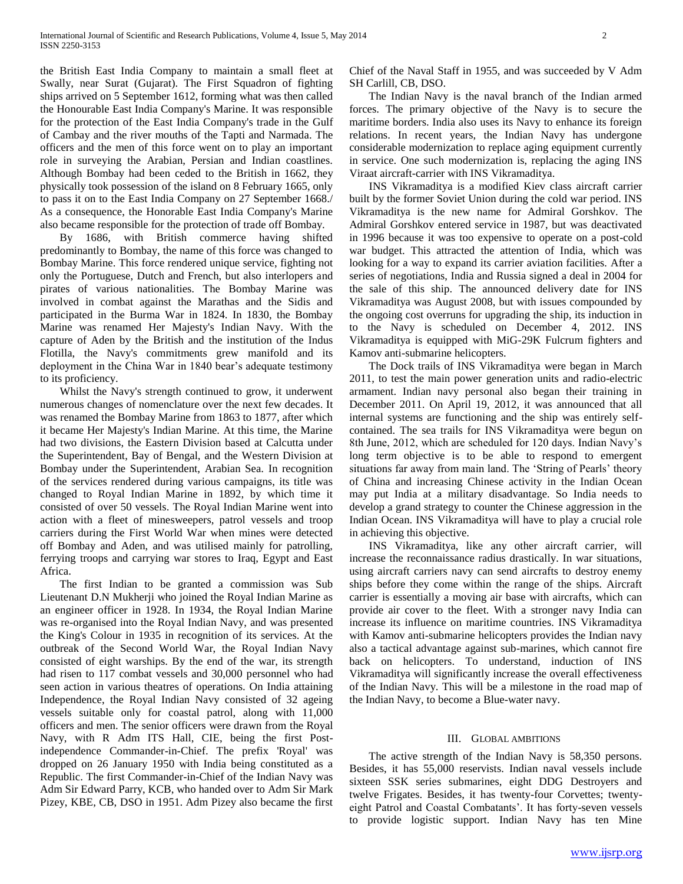the British East India Company to maintain a small fleet at Swally, near Surat (Gujarat). The First Squadron of fighting ships arrived on 5 September 1612, forming what was then called the Honourable East India Company's Marine. It was responsible for the protection of the East India Company's trade in the Gulf of Cambay and the river mouths of the Tapti and Narmada. The officers and the men of this force went on to play an important role in surveying the Arabian, Persian and Indian coastlines. Although Bombay had been ceded to the British in 1662, they physically took possession of the island on 8 February 1665, only to pass it on to the East India Company on 27 September 1668./ As a consequence, the Honorable East India Company's Marine also became responsible for the protection of trade off Bombay.

By 1686, with British commerce having shifted predominantly to Bombay, the name of this force was changed to Bombay Marine. This force rendered unique service, fighting not only the Portuguese, Dutch and French, but also interlopers and pirates of various nationalities. The Bombay Marine was involved in combat against the Marathas and the Sidis and participated in the Burma War in 1824. In 1830, the Bombay Marine was renamed Her Majesty's Indian Navy. With the capture of Aden by the British and the institution of the Indus Flotilla, the Navy's commitments grew manifold and its deployment in the China War in 1840 bear's adequate testimony to its proficiency.

Whilst the Navy's strength continued to grow, it underwent numerous changes of nomenclature over the next few decades. It was renamed the Bombay Marine from 1863 to 1877, after which it became Her Majesty's Indian Marine. At this time, the Marine had two divisions, the Eastern Division based at Calcutta under the Superintendent, Bay of Bengal, and the Western Division at Bombay under the Superintendent, Arabian Sea. In recognition of the services rendered during various campaigns, its title was changed to Royal Indian Marine in 1892, by which time it consisted of over 50 vessels. The Royal Indian Marine went into action with a fleet of minesweepers, patrol vessels and troop carriers during the First World War when mines were detected off Bombay and Aden, and was utilised mainly for patrolling, ferrying troops and carrying war stores to Iraq, Egypt and East Africa.

The first Indian to be granted a commission was Sub Lieutenant D.N Mukherji who joined the Royal Indian Marine as an engineer officer in 1928. In 1934, the Royal Indian Marine was re-organised into the Royal Indian Navy, and was presented the King's Colour in 1935 in recognition of its services. At the outbreak of the Second World War, the Royal Indian Navy consisted of eight warships. By the end of the war, its strength had risen to 117 combat vessels and 30,000 personnel who had seen action in various theatres of operations. On India attaining Independence, the Royal Indian Navy consisted of 32 ageing vessels suitable only for coastal patrol, along with 11,000 officers and men. The senior officers were drawn from the Royal Navy, with R Adm ITS Hall, CIE, being the first Post-independence Commander-in-Chief. The prefix 'Royal' was dropped on 26 January 1950 with India being constituted as a Republic. The first Commander-in-Chief of the Indian Navy was Adm Sir Edward Parry, KCB, who handed over to Adm Sir Mark Pizey, KBE, CB, DSO in 1951. Adm Pizey also became the first Chief of the Naval Staff in 1955, and was succeeded by V Adm SH Carlill, CB, DSO.

The Indian Navy is the naval branch of the Indian armed forces. The primary objective of the Navy is to secure the maritime borders. India also uses its Navy to enhance its foreign relations. In recent years, the Indian Navy has undergone considerable modernization to replace aging equipment currently in service. One such modernization is, replacing the aging INS Viraat aircraft-carrier with INS Vikramaditya.

INS Vikramaditya is a modified Kiev class aircraft carrier built by the former Soviet Union during the cold war period. INS Vikramaditya is the new name for Admiral Gorshkov. The Admiral Gorshkov entered service in 1987, but was deactivated in 1996 because it was too expensive to operate on a post-cold war budget. This attracted the attention of India, which was looking for a way to expand its carrier aviation facilities. After a series of negotiations, India and Russia signed a deal in 2004 for the sale of this ship. The announced delivery date for INS Vikramaditya was August 2008, but with issues compounded by the ongoing cost overruns for upgrading the ship, its induction in to the Navy is scheduled on December 4, 2012. INS Vikramaditya is equipped with MiG-29K Fulcrum fighters and Kamov anti-submarine helicopters.

The Dock trails of INS Vikramaditya were began in March 2011, to test the main power generation units and radio-electric armament. Indian navy personal also began their training in December 2011. On April 19, 2012, it was announced that all internal systems are functioning and the ship was entirely self-contained. The sea trails for INS Vikramaditya were begun on 8th June, 2012, which are scheduled for 120 days. Indian Navy's long term objective is to be able to respond to emergent situations far away from main land. The 'String of Pearls' theory of China and increasing Chinese activity in the Indian Ocean may put India at a military disadvantage. So India needs to develop a grand strategy to counter the Chinese aggression in the Indian Ocean. INS Vikramaditya will have to play a crucial role in achieving this objective.

INS Vikramaditya, like any other aircraft carrier, will increase the reconnaissance radius drastically. In war situations, using aircraft carriers navy can send aircrafts to destroy enemy ships before they come within the range of the ships. Aircraft carrier is essentially a moving air base with aircrafts, which can provide air cover to the fleet. With a stronger navy India can increase its influence on maritime countries. INS Vikramaditya with Kamov anti-submarine helicopters provides the Indian navy also a tactical advantage against sub-marines, which cannot fire back on helicopters. To understand, induction of INS Vikramaditya will significantly increase the overall effectiveness of the Indian Navy. This will be a milestone in the road map of the Indian Navy, to become a Blue-water navy.

## III. Global Ambitions

The active strength of the Indian Navy is 58,350 persons. Besides, it has 55,000 reservists. Indian naval vessels include sixteen SSK series submarines, eight DDG Destroyers and twelve Frigates. Besides, it has twenty-four Corvettes; twenty-eight Patrol and Coastal Combatants'. It has forty-seven vessels to provide logistic support. Indian Navy has ten Mine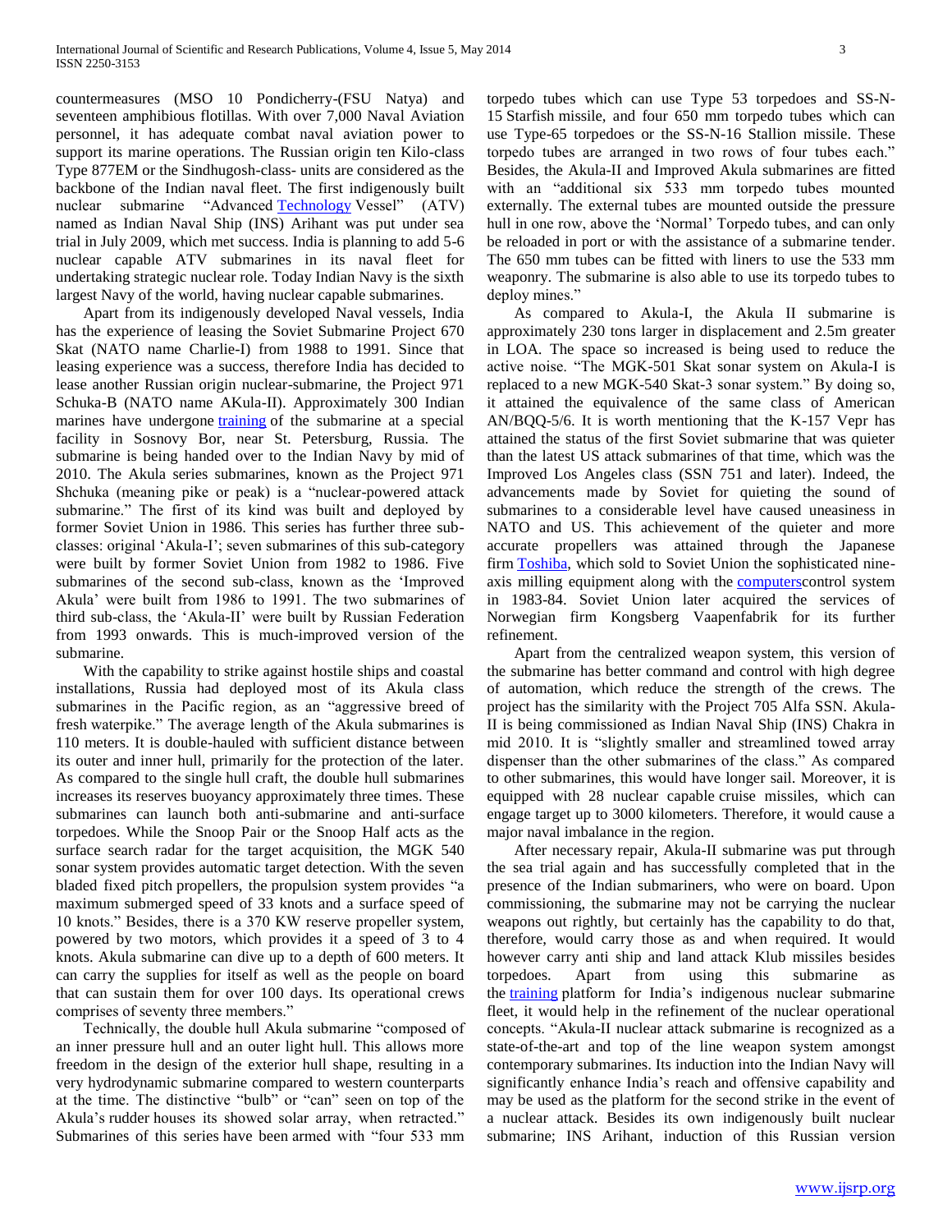countermeasures (MSO 10 Pondicherry-(FSU Natya) and seventeen amphibious flotillas. With over 7,000 Naval Aviation personnel, it has adequate combat naval aviation power to support its marine operations. The Russian origin ten Kilo-class Type 877EM or the Sindhugosh-class- units are considered as the backbone of the Indian naval fleet. The first indigenously built nuclear submarine "Advanced Technology Vessel" (ATV) named as Indian Naval Ship (INS) Arihant was put under sea trial in July 2009, which met success. India is planning to add 5-6 nuclear capable ATV submarines in its naval fleet for undertaking strategic nuclear role. Today Indian Navy is the sixth largest Navy of the world, having nuclear capable submarines.

Apart from its indigenously developed Naval vessels, India has the experience of leasing the Soviet Submarine Project 670 Skat (NATO name Charlie-I) from 1988 to 1991. Since that leasing experience was a success, therefore India has decided to lease another Russian origin nuclear-submarine, the Project 971 Schuka-B (NATO name AKula-II). Approximately 300 Indian marines have undergone training of the submarine at a special facility in Sosnovy Bor, near St. Petersburg, Russia. The submarine is being handed over to the Indian Navy by mid of 2010. The Akula series submarines, known as the Project 971 Shchuka (meaning pike or peak) is a "nuclear-powered attack submarine." The first of its kind was built and deployed by former Soviet Union in 1986. This series has further three sub-classes: original 'Akula-I'; seven submarines of this sub-category were built by former Soviet Union from 1982 to 1986. Five submarines of the second sub-class, known as the 'Improved Akula' were built from 1986 to 1991. The two submarines of third sub-class, the 'Akula-II' were built by Russian Federation from 1993 onwards. This is much-improved version of the submarine.

With the capability to strike against hostile ships and coastal installations, Russia had deployed most of its Akula class submarines in the Pacific region, as an "aggressive breed of fresh waterpike." The average length of the Akula submarines is 110 meters. It is double-hauled with sufficient distance between its outer and inner hull, primarily for the protection of the later. As compared to the single hull craft, the double hull submarines increases its reserves buoyancy approximately three times. These submarines can launch both anti-submarine and anti-surface torpedoes. While the Snoop Pair or the Snoop Half acts as the surface search radar for the target acquisition, the MGK 540 sonar system provides automatic target detection. With the seven bladed fixed pitch propellers, the propulsion system provides "a maximum submerged speed of 33 knots and a surface speed of 10 knots." Besides, there is a 370 KW reserve propeller system, powered by two motors, which provides it a speed of 3 to 4 knots. Akula submarine can dive up to a depth of 600 meters. It can carry the supplies for itself as well as the people on board that can sustain them for over 100 days. Its operational crews comprises of seventy three members."

Technically, the double hull Akula submarine "composed of an inner pressure hull and an outer light hull. This allows more freedom in the design of the exterior hull shape, resulting in a very hydrodynamic submarine compared to western counterparts at the time. The distinctive "bulb" or "can" seen on top of the Akula's rudder houses its showed solar array, when retracted." Submarines of this series have been armed with "four 533 mm torpedo tubes which can use Type 53 torpedoes and SS-N-15 Starfish missile, and four 650 mm torpedo tubes which can use Type-65 torpedoes or the SS-N-16 Stallion missile. These torpedo tubes are arranged in two rows of four tubes each." Besides, the Akula-II and Improved Akula submarines are fitted with an "additional six 533 mm torpedo tubes mounted externally. The external tubes are mounted outside the pressure hull in one row, above the 'Normal' Torpedo tubes, and can only be reloaded in port or with the assistance of a submarine tender. The 650 mm tubes can be fitted with liners to use the 533 mm weaponry. The submarine is also able to use its torpedo tubes to deploy mines."

As compared to Akula-I, the Akula II submarine is approximately 230 tons larger in displacement and 2.5m greater in LOA. The space so increased is being used to reduce the active noise. "The MGK-501 Skat sonar system on Akula-I is replaced to a new MGK-540 Skat-3 sonar system." By doing so, it attained the equivalence of the same class of American AN/BQQ-5/6. It is worth mentioning that the K-157 Vepr has attained the status of the first Soviet submarine that was quieter than the latest US attack submarines of that time, which was the Improved Los Angeles class (SSN 751 and later). Indeed, the advancements made by Soviet for quieting the sound of submarines to a considerable level have caused uneasiness in NATO and US. This achievement of the quieter and more accurate propellers was attained through the Japanese firm Toshiba, which sold to Soviet Union the sophisticated nine-axis milling equipment along with the computerscontrol system in 1983-84. Soviet Union later acquired the services of Norwegian firm Kongsberg Vaapenfabrik for its further refinement.

Apart from the centralized weapon system, this version of the submarine has better command and control with high degree of automation, which reduce the strength of the crews. The project has the similarity with the Project 705 Alfa SSN. Akula-II is being commissioned as Indian Naval Ship (INS) Chakra in mid 2010. It is "slightly smaller and streamlined towed array dispenser than the other submarines of the class." As compared to other submarines, this would have longer sail. Moreover, it is equipped with 28 nuclear capable cruise missiles, which can engage target up to 3000 kilometers. Therefore, it would cause a major naval imbalance in the region.

After necessary repair, Akula-II submarine was put through the sea trial again and has successfully completed that in the presence of the Indian submariners, who were on board. Upon commissioning, the submarine may not be carrying the nuclear weapons out rightly, but certainly has the capability to do that, therefore, would carry those as and when required. It would however carry anti ship and land attack Klub missiles besides torpedoes. Apart from using this submarine as the training platform for India's indigenous nuclear submarine fleet, it would help in the refinement of the nuclear operational concepts. "Akula-II nuclear attack submarine is recognized as a state-of-the-art and top of the line weapon system amongst contemporary submarines. Its induction into the Indian Navy will significantly enhance India's reach and offensive capability and may be used as the platform for the second strike in the event of a nuclear attack. Besides its own indigenously built nuclear submarine; INS Arihant, induction of this Russian version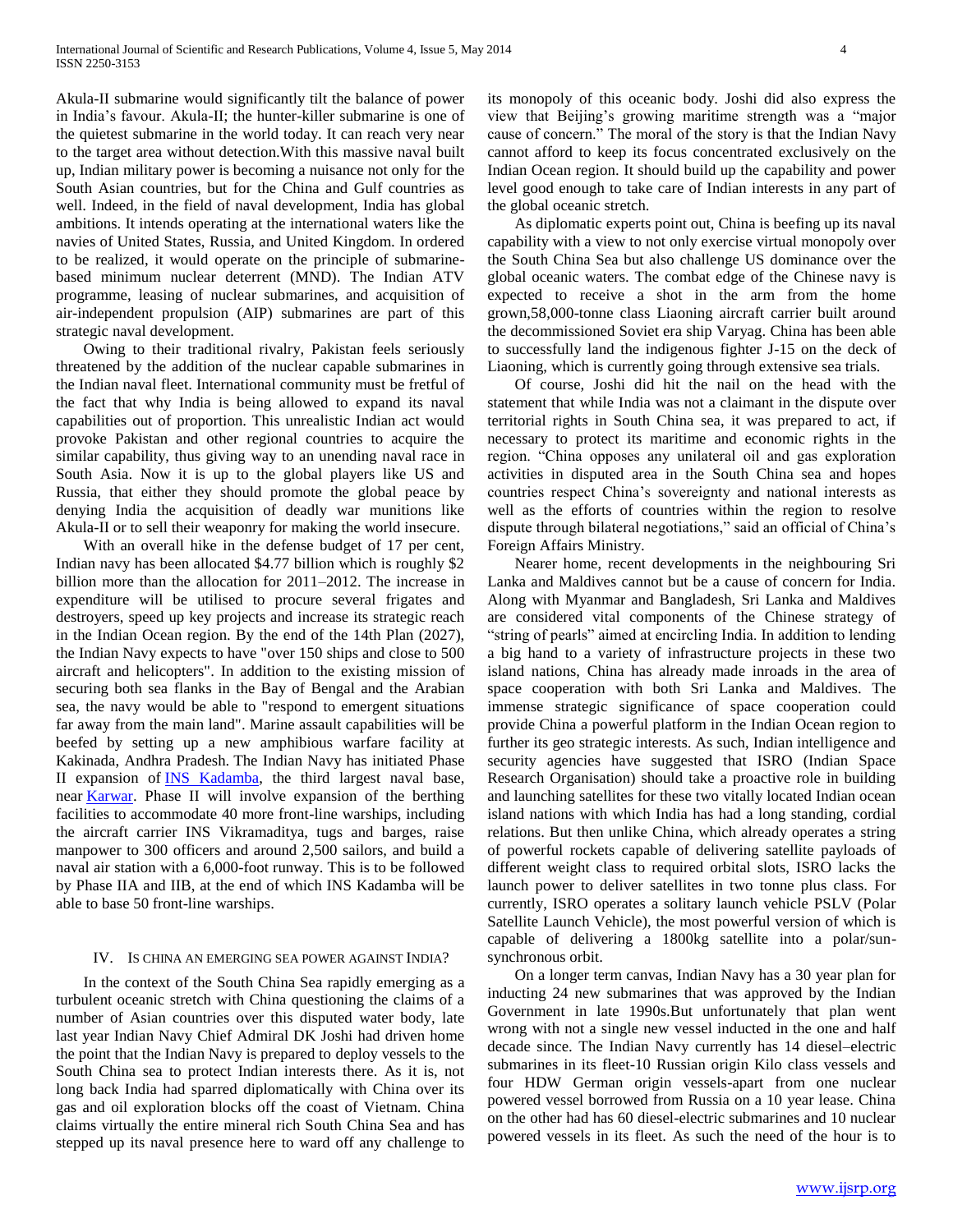Akula-II submarine would significantly tilt the balance of power in India's favour. Akula-II; the hunter-killer submarine is one of the quietest submarine in the world today. It can reach very near to the target area without detection.With this massive naval built up, Indian military power is becoming a nuisance not only for the South Asian countries, but for the China and Gulf countries as well. Indeed, in the field of naval development, India has global ambitions. It intends operating at the international waters like the navies of United States, Russia, and United Kingdom. In ordered to be realized, it would operate on the principle of submarine-based minimum nuclear deterrent (MND). The Indian ATV programme, leasing of nuclear submarines, and acquisition of air-independent propulsion (AIP) submarines are part of this strategic naval development.

Owing to their traditional rivalry, Pakistan feels seriously threatened by the addition of the nuclear capable submarines in the Indian naval fleet. International community must be fretful of the fact that why India is being allowed to expand its naval capabilities out of proportion. This unrealistic Indian act would provoke Pakistan and other regional countries to acquire the similar capability, thus giving way to an unending naval race in South Asia. Now it is up to the global players like US and Russia, that either they should promote the global peace by denying India the acquisition of deadly war munitions like Akula-II or to sell their weaponry for making the world insecure.

With an overall hike in the defense budget of 17 per cent, Indian navy has been allocated \$4.77 billion which is roughly \$2 billion more than the allocation for 2011–2012. The increase in expenditure will be utilised to procure several frigates and destroyers, speed up key projects and increase its strategic reach in the Indian Ocean region. By the end of the 14th Plan (2027), the Indian Navy expects to have "over 150 ships and close to 500 aircraft and helicopters". In addition to the existing mission of securing both sea flanks in the Bay of Bengal and the Arabian sea, the navy would be able to "respond to emergent situations far away from the main land". Marine assault capabilities will be beefed by setting up a new amphibious warfare facility at Kakinada, Andhra Pradesh. The Indian Navy has initiated Phase II expansion of INS Kadamba, the third largest naval base, near Karwar. Phase II will involve expansion of the berthing facilities to accommodate 40 more front-line warships, including the aircraft carrier INS Vikramaditya, tugs and barges, raise manpower to 300 officers and around 2,500 sailors, and build a naval air station with a 6,000-foot runway. This is to be followed by Phase IIA and IIB, at the end of which INS Kadamba will be able to base 50 front-line warships.

## IV. Is China an Emerging Sea Power Against India?

In the context of the South China Sea rapidly emerging as a turbulent oceanic stretch with China questioning the claims of a number of Asian countries over this disputed water body, late last year Indian Navy Chief Admiral DK Joshi had driven home the point that the Indian Navy is prepared to deploy vessels to the South China sea to protect Indian interests there. As it is, not long back India had sparred diplomatically with China over its gas and oil exploration blocks off the coast of Vietnam. China claims virtually the entire mineral rich South China Sea and has stepped up its naval presence here to ward off any challenge to its monopoly of this oceanic body. Joshi did also express the view that Beijing's growing maritime strength was a "major cause of concern." The moral of the story is that the Indian Navy cannot afford to keep its focus concentrated exclusively on the Indian Ocean region. It should build up the capability and power level good enough to take care of Indian interests in any part of the global oceanic stretch.

As diplomatic experts point out, China is beefing up its naval capability with a view to not only exercise virtual monopoly over the South China Sea but also challenge US dominance over the global oceanic waters. The combat edge of the Chinese navy is expected to receive a shot in the arm from the home grown,58,000-tonne class Liaoning aircraft carrier built around the decommissioned Soviet era ship Varyag. China has been able to successfully land the indigenous fighter J-15 on the deck of Liaoning, which is currently going through extensive sea trials.

Of course, Joshi did hit the nail on the head with the statement that while India was not a claimant in the dispute over territorial rights in South China sea, it was prepared to act, if necessary to protect its maritime and economic rights in the region. "China opposes any unilateral oil and gas exploration activities in disputed area in the South China sea and hopes countries respect China's sovereignty and national interests as well as the efforts of countries within the region to resolve dispute through bilateral negotiations," said an official of China's Foreign Affairs Ministry.

Nearer home, recent developments in the neighbouring Sri Lanka and Maldives cannot but be a cause of concern for India. Along with Myanmar and Bangladesh, Sri Lanka and Maldives are considered vital components of the Chinese strategy of "string of pearls" aimed at encircling India. In addition to lending a big hand to a variety of infrastructure projects in these two island nations, China has already made inroads in the area of space cooperation with both Sri Lanka and Maldives. The immense strategic significance of space cooperation could provide China a powerful platform in the Indian Ocean region to further its geo strategic interests. As such, Indian intelligence and security agencies have suggested that ISRO (Indian Space Research Organisation) should take a proactive role in building and launching satellites for these two vitally located Indian ocean island nations with which India has had a long standing, cordial relations. But then unlike China, which already operates a string of powerful rockets capable of delivering satellite payloads of different weight class to required orbital slots, ISRO lacks the launch power to deliver satellites in two tonne plus class. For currently, ISRO operates a solitary launch vehicle PSLV (Polar Satellite Launch Vehicle), the most powerful version of which is capable of delivering a 1800kg satellite into a polar/sun-synchronous orbit.

On a longer term canvas, Indian Navy has a 30 year plan for inducting 24 new submarines that was approved by the Indian Government in late 1990s.But unfortunately that plan went wrong with not a single new vessel inducted in the one and half decade since. The Indian Navy currently has 14 diesel–electric submarines in its fleet-10 Russian origin Kilo class vessels and four HDW German origin vessels-apart from one nuclear powered vessel borrowed from Russia on a 10 year lease. China on the other had has 60 diesel-electric submarines and 10 nuclear powered vessels in its fleet. As such the need of the hour is to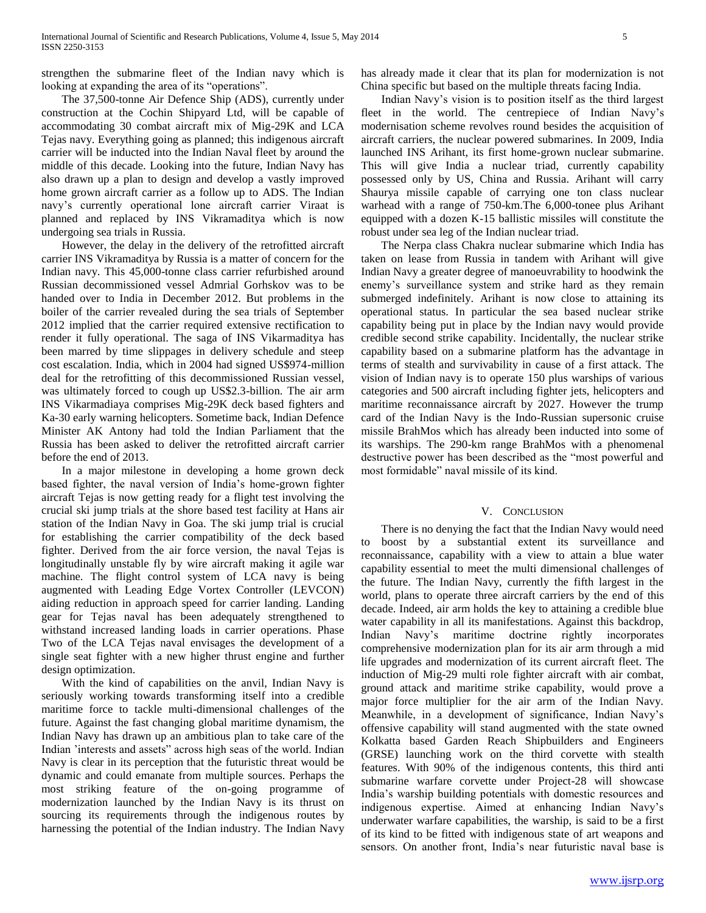strengthen the submarine fleet of the Indian navy which is looking at expanding the area of its "operations".

The 37,500-tonne Air Defence Ship (ADS), currently under construction at the Cochin Shipyard Ltd, will be capable of accommodating 30 combat aircraft mix of Mig-29K and LCA Tejas navy. Everything going as planned; this indigenous aircraft carrier will be inducted into the Indian Naval fleet by around the middle of this decade. Looking into the future, Indian Navy has also drawn up a plan to design and develop a vastly improved home grown aircraft carrier as a follow up to ADS. The Indian navy's currently operational lone aircraft carrier Viraat is planned and replaced by INS Vikramaditya which is now undergoing sea trials in Russia.

However, the delay in the delivery of the retrofitted aircraft carrier INS Vikramaditya by Russia is a matter of concern for the Indian navy. This 45,000-tonne class carrier refurbished around Russian decommissioned vessel Admrial Gorhskov was to be handed over to India in December 2012. But problems in the boiler of the carrier revealed during the sea trials of September 2012 implied that the carrier required extensive rectification to render it fully operational. The saga of INS Vikarmaditya has been marred by time slippages in delivery schedule and steep cost escalation. India, which in 2004 had signed US$974-million deal for the retrofitting of this decommissioned Russian vessel, was ultimately forced to cough up US$2.3-billion. The air arm INS Vikarmadiaya comprises Mig-29K deck based fighters and Ka-30 early warning helicopters. Sometime back, Indian Defence Minister AK Antony had told the Indian Parliament that the Russia has been asked to deliver the retrofitted aircraft carrier before the end of 2013.

In a major milestone in developing a home grown deck based fighter, the naval version of India's home-grown fighter aircraft Tejas is now getting ready for a flight test involving the crucial ski jump trials at the shore based test facility at Hans air station of the Indian Navy in Goa. The ski jump trial is crucial for establishing the carrier compatibility of the deck based fighter. Derived from the air force version, the naval Tejas is longitudinally unstable fly by wire aircraft making it agile war machine. The flight control system of LCA navy is being augmented with Leading Edge Vortex Controller (LEVCON) aiding reduction in approach speed for carrier landing. Landing gear for Tejas naval has been adequately strengthened to withstand increased landing loads in carrier operations. Phase Two of the LCA Tejas naval envisages the development of a single seat fighter with a new higher thrust engine and further design optimization.

With the kind of capabilities on the anvil, Indian Navy is seriously working towards transforming itself into a credible maritime force to tackle multi-dimensional challenges of the future. Against the fast changing global maritime dynamism, the Indian Navy has drawn up an ambitious plan to take care of the Indian 'interests and assets" across high seas of the world. Indian Navy is clear in its perception that the futuristic threat would be dynamic and could emanate from multiple sources. Perhaps the most striking feature of the on-going programme of modernization launched by the Indian Navy is its thrust on sourcing its requirements through the indigenous routes by harnessing the potential of the Indian industry. The Indian Navy has already made it clear that its plan for modernization is not China specific but based on the multiple threats facing India.

Indian Navy's vision is to position itself as the third largest fleet in the world. The centrepiece of Indian Navy's modernisation scheme revolves round besides the acquisition of aircraft carriers, the nuclear powered submarines. In 2009, India launched INS Arihant, its first home-grown nuclear submarine. This will give India a nuclear triad, currently capability possessed only by US, China and Russia. Arihant will carry Shaurya missile capable of carrying one ton class nuclear warhead with a range of 750-km.The 6,000-tonee plus Arihant equipped with a dozen K-15 ballistic missiles will constitute the robust under sea leg of the Indian nuclear triad.

The Nerpa class Chakra nuclear submarine which India has taken on lease from Russia in tandem with Arihant will give Indian Navy a greater degree of manoeuvrability to hoodwink the enemy's surveillance system and strike hard as they remain submerged indefinitely. Arihant is now close to attaining its operational status. In particular the sea based nuclear strike capability being put in place by the Indian navy would provide credible second strike capability. Incidentally, the nuclear strike capability based on a submarine platform has the advantage in terms of stealth and survivability in cause of a first attack. The vision of Indian navy is to operate 150 plus warships of various categories and 500 aircraft including fighter jets, helicopters and maritime reconnaissance aircraft by 2027. However the trump card of the Indian Navy is the Indo-Russian supersonic cruise missile BrahMos which has already been inducted into some of its warships. The 290-km range BrahMos with a phenomenal destructive power has been described as the "most powerful and most formidable" naval missile of its kind.

## V. Conclusion

There is no denying the fact that the Indian Navy would need to boost by a substantial extent its surveillance and reconnaissance, capability with a view to attain a blue water capability essential to meet the multi dimensional challenges of the future. The Indian Navy, currently the fifth largest in the world, plans to operate three aircraft carriers by the end of this decade. Indeed, air arm holds the key to attaining a credible blue water capability in all its manifestations. Against this backdrop, Indian Navy's maritime doctrine rightly incorporates comprehensive modernization plan for its air arm through a mid life upgrades and modernization of its current aircraft fleet. The induction of Mig-29 multi role fighter aircraft with air combat, ground attack and maritime strike capability, would prove a major force multiplier for the air arm of the Indian Navy. Meanwhile, in a development of significance, Indian Navy's offensive capability will stand augmented with the state owned Kolkatta based Garden Reach Shipbuilders and Engineers (GRSE) launching work on the third corvette with stealth features. With 90% of the indigenous contents, this third anti submarine warfare corvette under Project-28 will showcase India's warship building potentials with domestic resources and indigenous expertise. Aimed at enhancing Indian Navy's underwater warfare capabilities, the warship, is said to be a first of its kind to be fitted with indigenous state of art weapons and sensors. On another front, India's near futuristic naval base is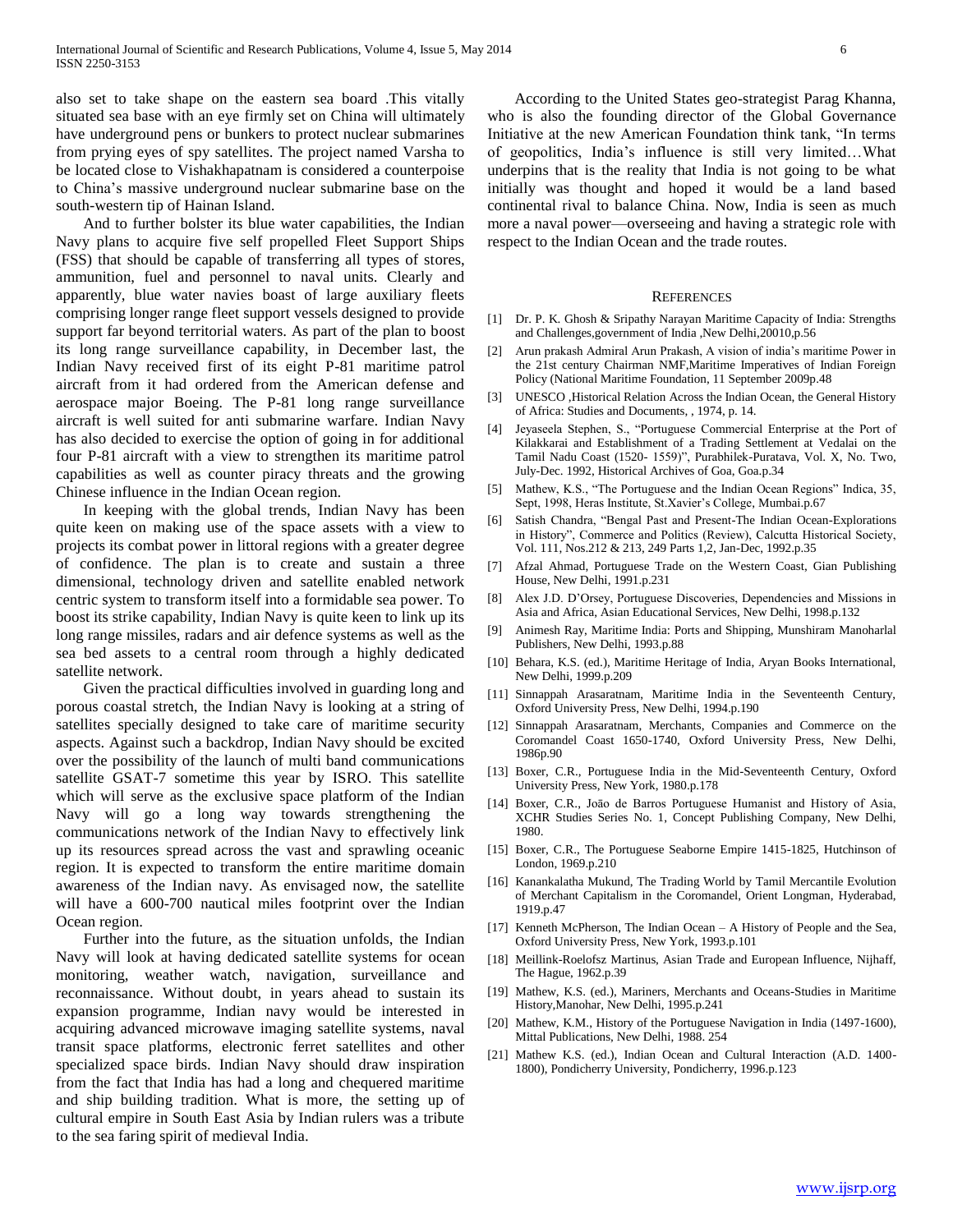also set to take shape on the eastern sea board .This vitally situated sea base with an eye firmly set on China will ultimately have underground pens or bunkers to protect nuclear submarines from prying eyes of spy satellites. The project named Varsha to be located close to Vishakhapatnam is considered a counterpoise to China's massive underground nuclear submarine base on the south-western tip of Hainan Island.

And to further bolster its blue water capabilities, the Indian Navy plans to acquire five self propelled Fleet Support Ships (FSS) that should be capable of transferring all types of stores, ammunition, fuel and personnel to naval units. Clearly and apparently, blue water navies boast of large auxiliary fleets comprising longer range fleet support vessels designed to provide support far beyond territorial waters. As part of the plan to boost its long range surveillance capability, in December last, the Indian Navy received first of its eight P-81 maritime patrol aircraft from it had ordered from the American defense and aerospace major Boeing. The P-81 long range surveillance aircraft is well suited for anti submarine warfare. Indian Navy has also decided to exercise the option of going in for additional four P-81 aircraft with a view to strengthen its maritime patrol capabilities as well as counter piracy threats and the growing Chinese influence in the Indian Ocean region.

In keeping with the global trends, Indian Navy has been quite keen on making use of the space assets with a view to projects its combat power in littoral regions with a greater degree of confidence. The plan is to create and sustain a three dimensional, technology driven and satellite enabled network centric system to transform itself into a formidable sea power. To boost its strike capability, Indian Navy is quite keen to link up its long range missiles, radars and air defence systems as well as the sea bed assets to a central room through a highly dedicated satellite network.

Given the practical difficulties involved in guarding long and porous coastal stretch, the Indian Navy is looking at a string of satellites specially designed to take care of maritime security aspects. Against such a backdrop, Indian Navy should be excited over the possibility of the launch of multi band communications satellite GSAT-7 sometime this year by ISRO. This satellite which will serve as the exclusive space platform of the Indian Navy will go a long way towards strengthening the communications network of the Indian Navy to effectively link up its resources spread across the vast and sprawling oceanic region. It is expected to transform the entire maritime domain awareness of the Indian navy. As envisaged now, the satellite will have a 600-700 nautical miles footprint over the Indian Ocean region.

Further into the future, as the situation unfolds, the Indian Navy will look at having dedicated satellite systems for ocean monitoring, weather watch, navigation, surveillance and reconnaissance. Without doubt, in years ahead to sustain its expansion programme, Indian navy would be interested in acquiring advanced microwave imaging satellite systems, naval transit space platforms, electronic ferret satellites and other specialized space birds. Indian Navy should draw inspiration from the fact that India has had a long and chequered maritime and ship building tradition. What is more, the setting up of cultural empire in South East Asia by Indian rulers was a tribute to the sea faring spirit of medieval India.

According to the United States geo-strategist Parag Khanna, who is also the founding director of the Global Governance Initiative at the new American Foundation think tank, "In terms of geopolitics, India's influence is still very limited…What underpins that is the reality that India is not going to be what initially was thought and hoped it would be a land based continental rival to balance China. Now, India is seen as much more a naval power—overseeing and having a strategic role with respect to the Indian Ocean and the trade routes.

## References

[1] Dr. P. K. Ghosh & Sripathy Narayan Maritime Capacity of India: Strengths and Challenges,government of India ,New Delhi,20010,p.56

[2] Arun prakash Admiral Arun Prakash, A vision of india's maritime Power in the 21st century Chairman NMF,Maritime Imperatives of Indian Foreign Policy (National Maritime Foundation, 11 September 2009p.48

[3] UNESCO ,Historical Relation Across the Indian Ocean, the General History of Africa: Studies and Documents, , 1974, p. 14.

[4] Jeyaseela Stephen, S., "Portuguese Commercial Enterprise at the Port of Kilakkarai and Establishment of a Trading Settlement at Vedalai on the Tamil Nadu Coast (1520- 1559)", Purabhilek-Puratava, Vol. X, No. Two, July-Dec. 1992, Historical Archives of Goa, Goa.p.34

[5] Mathew, K.S., "The Portuguese and the Indian Ocean Regions" Indica, 35, Sept, 1998, Heras Institute, St.Xavier's College, Mumbai.p.67

[6] Satish Chandra, "Bengal Past and Present-The Indian Ocean-Explorations in History", Commerce and Politics (Review), Calcutta Historical Society, Vol. 111, Nos.212 & 213, 249 Parts 1,2, Jan-Dec, 1992.p.35

[7] Afzal Ahmad, Portuguese Trade on the Western Coast, Gian Publishing House, New Delhi, 1991.p.231

[8] Alex J.D. D'Orsey, Portuguese Discoveries, Dependencies and Missions in Asia and Africa, Asian Educational Services, New Delhi, 1998.p.132

[9] Animesh Ray, Maritime India: Ports and Shipping, Munshiram Manoharlal Publishers, New Delhi, 1993.p.88

[10] Behara, K.S. (ed.), Maritime Heritage of India, Aryan Books International, New Delhi, 1999.p.209

[11] Sinnappah Arasaratnam, Maritime India in the Seventeenth Century, Oxford University Press, New Delhi, 1994.p.190

[12] Sinnappah Arasaratnam, Merchants, Companies and Commerce on the Coromandel Coast 1650-1740, Oxford University Press, New Delhi, 1986p.90

[13] Boxer, C.R., Portuguese India in the Mid-Seventeenth Century, Oxford University Press, New York, 1980.p.178

[14] Boxer, C.R., João de Barros Portuguese Humanist and History of Asia, XCHR Studies Series No. 1, Concept Publishing Company, New Delhi, 1980.

[15] Boxer, C.R., The Portuguese Seaborne Empire 1415-1825, Hutchinson of London, 1969.p.210

[16] Kanankalatha Mukund, The Trading World by Tamil Mercantile Evolution of Merchant Capitalism in the Coromandel, Orient Longman, Hyderabad, 1919.p.47

[17] Kenneth McPherson, The Indian Ocean – A History of People and the Sea, Oxford University Press, New York, 1993.p.101

[18] Meillink-Roelofsz Martinus, Asian Trade and European Influence, Nijhaff, The Hague, 1962.p.39

[19] Mathew, K.S. (ed.), Mariners, Merchants and Oceans-Studies in Maritime History,Manohar, New Delhi, 1995.p.241

[20] Mathew, K.M., History of the Portuguese Navigation in India (1497-1600), Mittal Publications, New Delhi, 1988. 254

[21] Mathew K.S. (ed.), Indian Ocean and Cultural Interaction (A.D. 1400-1800), Pondicherry University, Pondicherry, 1996.p.123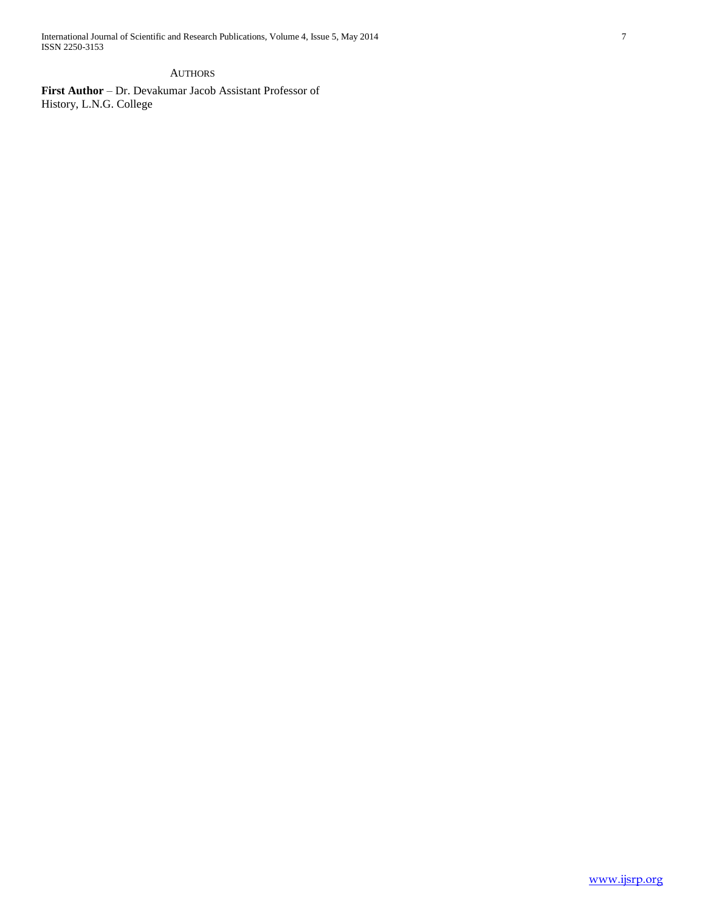## AUTHORS

**First Author** – Dr. Devakumar Jacob Assistant Professor of History, L.N.G. College